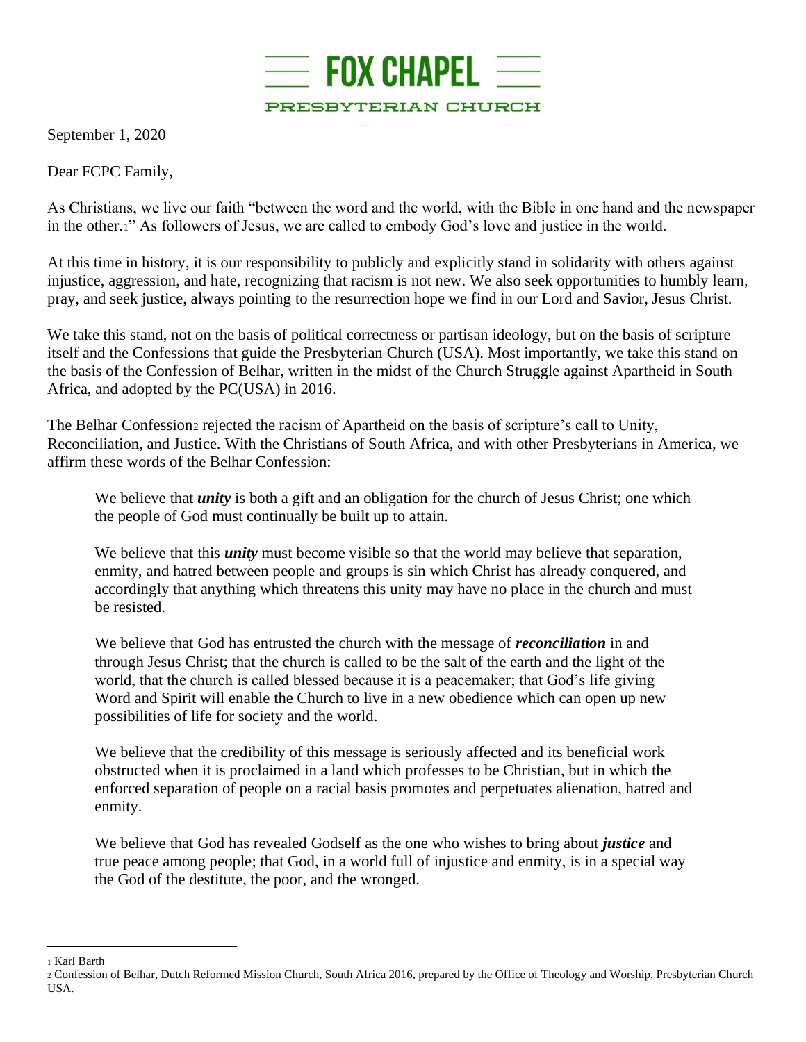# FOX CHAPEL

## PRESBYTERIAN CHURCH

September 1, 2020

Dear FCPC Family,

As Christians, we live our faith "between the word and the world, with the Bible in one hand and the newspaper in the other.[1]" As followers of Jesus, we are called to embody God's love and justice in the world.

At this time in history, it is our responsibility to publicly and explicitly stand in solidarity with others against injustice, aggression, and hate, recognizing that racism is not new. We also seek opportunities to humbly learn, pray, and seek justice, always pointing to the resurrection hope we find in our Lord and Savior, Jesus Christ.

We take this stand, not on the basis of political correctness or partisan ideology, but on the basis of scripture itself and the Confessions that guide the Presbyterian Church (USA). Most importantly, we take this stand on the basis of the Confession of Belhar, written in the midst of the Church Struggle against Apartheid in South Africa, and adopted by the PC(USA) in 2016.

The Belhar Confession[2] rejected the racism of Apartheid on the basis of scripture's call to Unity, Reconciliation, and Justice. With the Christians of South Africa, and with other Presbyterians in America, we affirm these words of the Belhar Confession:

> We believe that ***unity*** is both a gift and an obligation for the church of Jesus Christ; one which the people of God must continually be built up to attain.
>
> We believe that this ***unity*** must become visible so that the world may believe that separation, enmity, and hatred between people and groups is sin which Christ has already conquered, and accordingly that anything which threatens this unity may have no place in the church and must be resisted.
>
> We believe that God has entrusted the church with the message of ***reconciliation*** in and through Jesus Christ; that the church is called to be the salt of the earth and the light of the world, that the church is called blessed because it is a peacemaker; that God's life giving Word and Spirit will enable the Church to live in a new obedience which can open up new possibilities of life for society and the world.
>
> We believe that the credibility of this message is seriously affected and its beneficial work obstructed when it is proclaimed in a land which professes to be Christian, but in which the enforced separation of people on a racial basis promotes and perpetuates alienation, hatred and enmity.
>
> We believe that God has revealed Godself as the one who wishes to bring about ***justice*** and true peace among people; that God, in a world full of injustice and enmity, is in a special way the God of the destitute, the poor, and the wronged.

---

[1] Karl Barth

[2] Confession of Belhar, Dutch Reformed Mission Church, South Africa 2016, prepared by the Office of Theology and Worship, Presbyterian Church USA.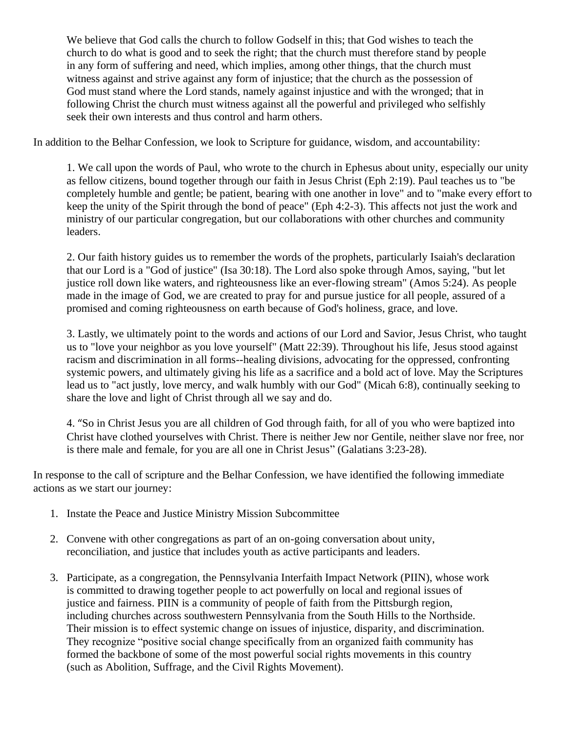> We believe that God calls the church to follow Godself in this; that God wishes to teach the church to do what is good and to seek the right; that the church must therefore stand by people in any form of suffering and need, which implies, among other things, that the church must witness against and strive against any form of injustice; that the church as the possession of God must stand where the Lord stands, namely against injustice and with the wronged; that in following Christ the church must witness against all the powerful and privileged who selfishly seek their own interests and thus control and harm others.

In addition to the Belhar Confession, we look to Scripture for guidance, wisdom, and accountability:

> 1. We call upon the words of Paul, who wrote to the church in Ephesus about unity, especially our unity as fellow citizens, bound together through our faith in Jesus Christ (Eph 2:19). Paul teaches us to "be completely humble and gentle; be patient, bearing with one another in love" and to "make every effort to keep the unity of the Spirit through the bond of peace" (Eph 4:2-3). This affects not just the work and ministry of our particular congregation, but our collaborations with other churches and community leaders.
>
> 2. Our faith history guides us to remember the words of the prophets, particularly Isaiah's declaration that our Lord is a "God of justice" (Isa 30:18). The Lord also spoke through Amos, saying, "but let justice roll down like waters, and righteousness like an ever-flowing stream" (Amos 5:24). As people made in the image of God, we are created to pray for and pursue justice for all people, assured of a promised and coming righteousness on earth because of God's holiness, grace, and love.
>
> 3. Lastly, we ultimately point to the words and actions of our Lord and Savior, Jesus Christ, who taught us to "love your neighbor as you love yourself" (Matt 22:39). Throughout his life, Jesus stood against racism and discrimination in all forms--healing divisions, advocating for the oppressed, confronting systemic powers, and ultimately giving his life as a sacrifice and a bold act of love. May the Scriptures lead us to "act justly, love mercy, and walk humbly with our God" (Micah 6:8), continually seeking to share the love and light of Christ through all we say and do.
>
> 4. "So in Christ Jesus you are all children of God through faith, for all of you who were baptized into Christ have clothed yourselves with Christ. There is neither Jew nor Gentile, neither slave nor free, nor is there male and female, for you are all one in Christ Jesus" (Galatians 3:23-28).

In response to the call of scripture and the Belhar Confession, we have identified the following immediate actions as we start our journey:

1. Instate the Peace and Justice Ministry Mission Subcommittee

2. Convene with other congregations as part of an on-going conversation about unity, reconciliation, and justice that includes youth as active participants and leaders.

3. Participate, as a congregation, the Pennsylvania Interfaith Impact Network (PIIN), whose work is committed to drawing together people to act powerfully on local and regional issues of justice and fairness. PIIN is a community of people of faith from the Pittsburgh region, including churches across southwestern Pennsylvania from the South Hills to the Northside. Their mission is to effect systemic change on issues of injustice, disparity, and discrimination. They recognize "positive social change specifically from an organized faith community has formed the backbone of some of the most powerful social rights movements in this country (such as Abolition, Suffrage, and the Civil Rights Movement).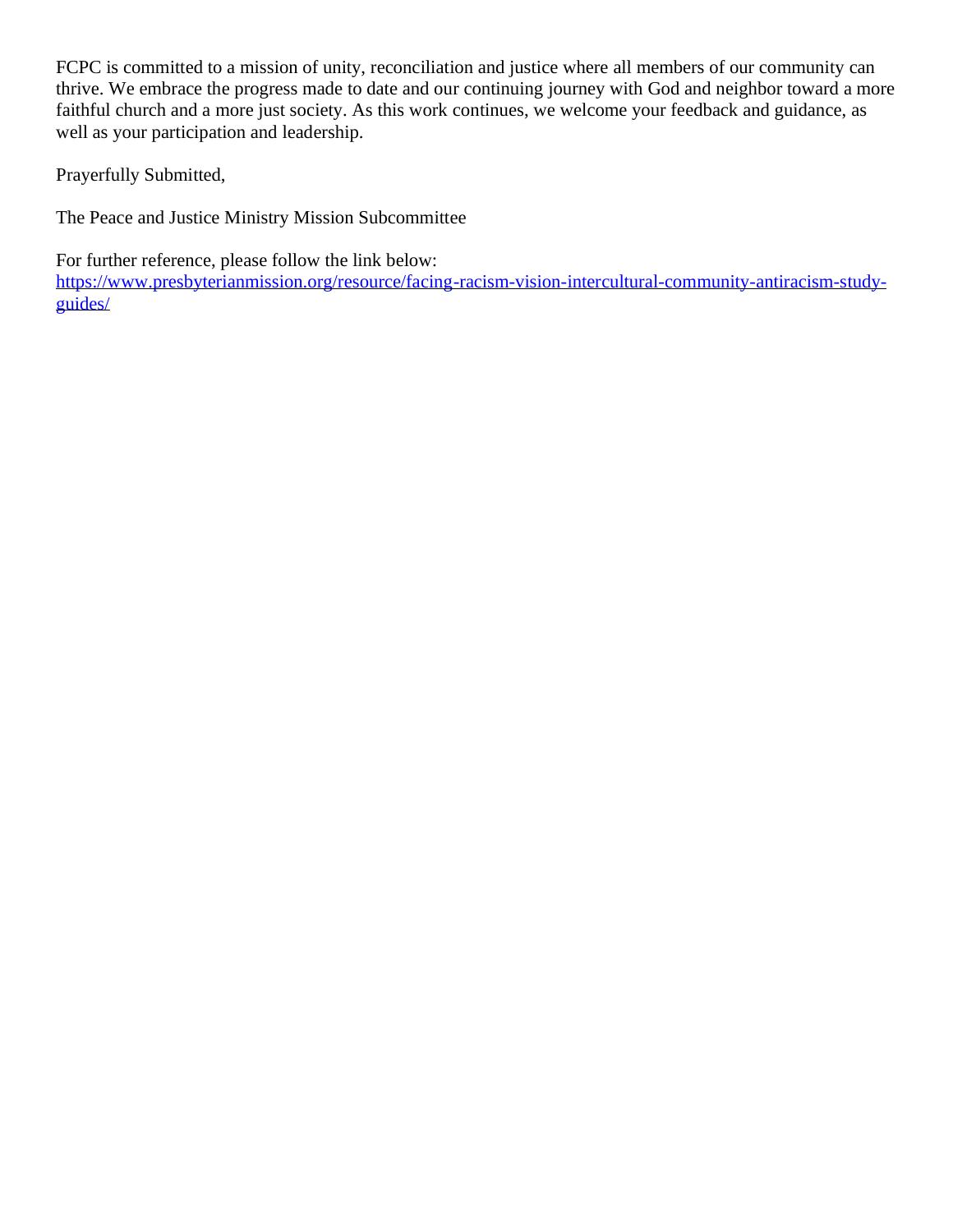FCPC is committed to a mission of unity, reconciliation and justice where all members of our community can thrive. We embrace the progress made to date and our continuing journey with God and neighbor toward a more faithful church and a more just society. As this work continues, we welcome your feedback and guidance, as well as your participation and leadership.

Prayerfully Submitted,

The Peace and Justice Ministry Mission Subcommittee

For further reference, please follow the link below:
[https://www.presbyterianmission.org/resource/facing-racism-vision-intercultural-community-antiracism-study-guides/](https://www.presbyterianmission.org/resource/facing-racism-vision-intercultural-community-antiracism-study-guides/)